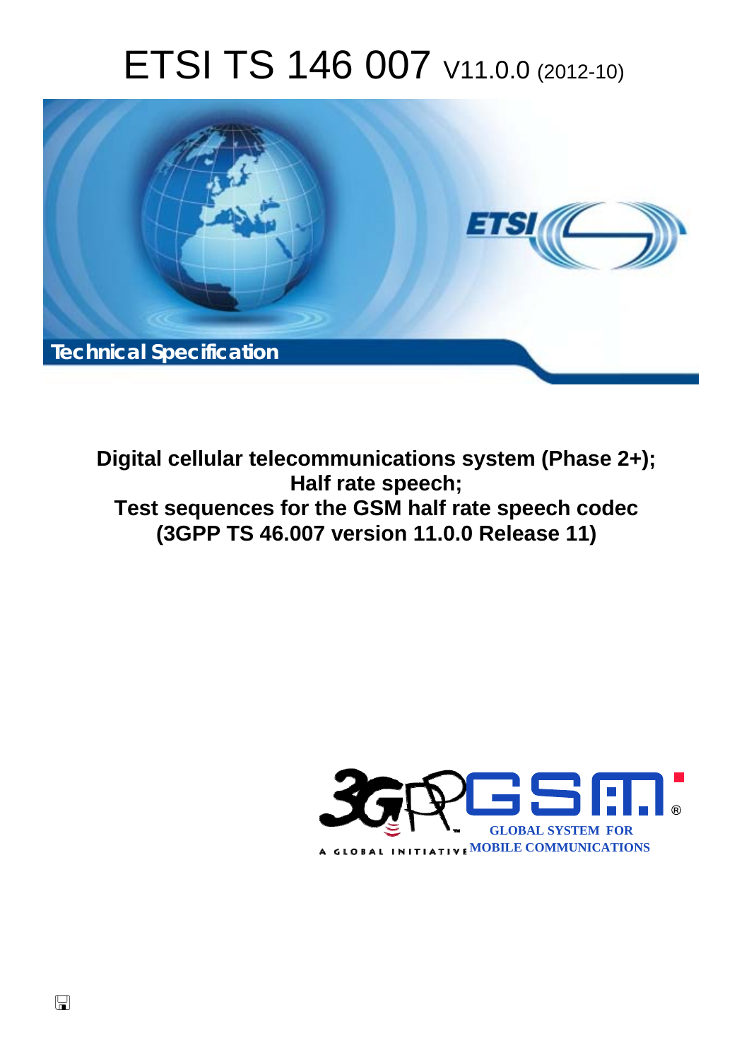# ETSI TS 146 007 V11.0.0 (2012-10)

Technical Specification

**Digital cellular telecommunications system (Phase 2+); Half rate speech; Test sequences for the GSM half rate speech codec (3GPP TS 46.007 version 11.0.0 Release 11)**

GLOBAL SYSTEM FOR MOBILE COMMUNICATIONS

A GLOBAL INITIATIVE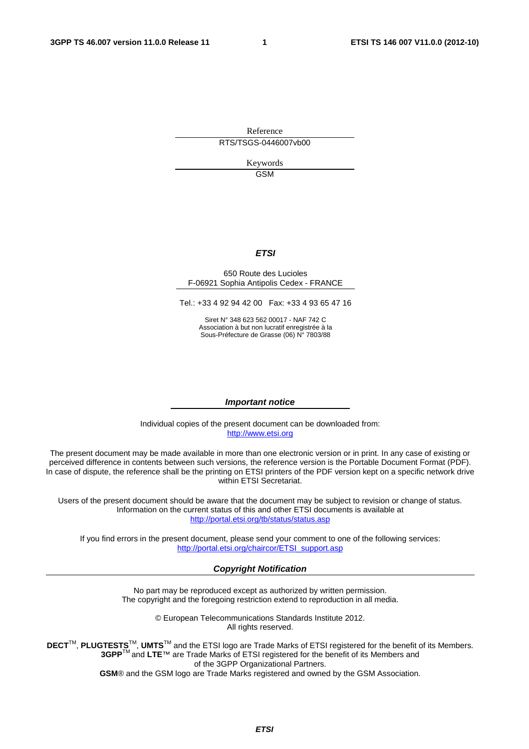Reference

RTS/TSGS-0446007vb00

Keywords

GSM

***ETSI***

650 Route des Lucioles
F-06921 Sophia Antipolis Cedex - FRANCE

Tel.: +33 4 92 94 42 00 Fax: +33 4 93 65 47 16

Siret N° 348 623 562 00017 - NAF 742 C
Association à but non lucratif enregistrée à la
Sous-Préfecture de Grasse (06) N° 7803/88

***Important notice***

Individual copies of the present document can be downloaded from:
http://www.etsi.org

The present document may be made available in more than one electronic version or in print. In any case of existing or perceived difference in contents between such versions, the reference version is the Portable Document Format (PDF). In case of dispute, the reference shall be the printing on ETSI printers of the PDF version kept on a specific network drive within ETSI Secretariat.

Users of the present document should be aware that the document may be subject to revision or change of status. Information on the current status of this and other ETSI documents is available at
http://portal.etsi.org/tb/status/status.asp

If you find errors in the present document, please send your comment to one of the following services:
http://portal.etsi.org/chaircor/ETSI_support.asp

***Copyright Notification***

No part may be reproduced except as authorized by written permission.
The copyright and the foregoing restriction extend to reproduction in all media.

© European Telecommunications Standards Institute 2012.
All rights reserved.

**DECT**™, **PLUGTESTS**™, **UMTS**™ and the ETSI logo are Trade Marks of ETSI registered for the benefit of its Members.
**3GPP**™ and **LTE**™ are Trade Marks of ETSI registered for the benefit of its Members and of the 3GPP Organizational Partners.
**GSM**® and the GSM logo are Trade Marks registered and owned by the GSM Association.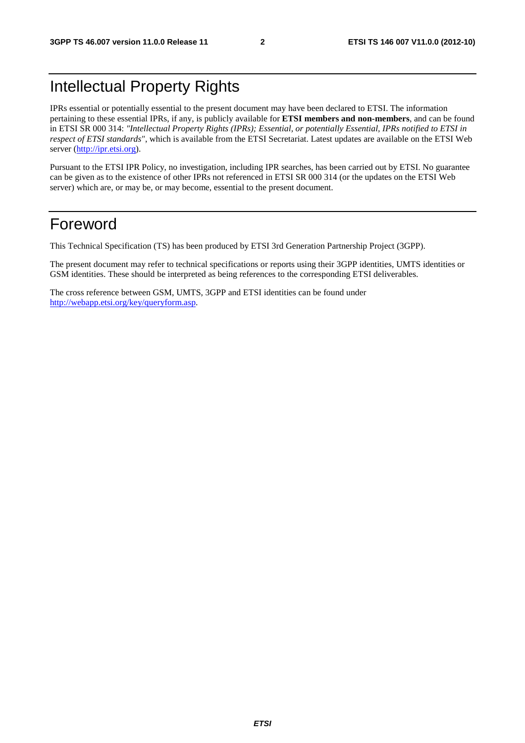# Intellectual Property Rights

IPRs essential or potentially essential to the present document may have been declared to ETSI. The information pertaining to these essential IPRs, if any, is publicly available for **ETSI members and non-members**, and can be found in ETSI SR 000 314: *"Intellectual Property Rights (IPRs); Essential, or potentially Essential, IPRs notified to ETSI in respect of ETSI standards"*, which is available from the ETSI Secretariat. Latest updates are available on the ETSI Web server (http://ipr.etsi.org).

Pursuant to the ETSI IPR Policy, no investigation, including IPR searches, has been carried out by ETSI. No guarantee can be given as to the existence of other IPRs not referenced in ETSI SR 000 314 (or the updates on the ETSI Web server) which are, or may be, or may become, essential to the present document.

# Foreword

This Technical Specification (TS) has been produced by ETSI 3rd Generation Partnership Project (3GPP).

The present document may refer to technical specifications or reports using their 3GPP identities, UMTS identities or GSM identities. These should be interpreted as being references to the corresponding ETSI deliverables.

The cross reference between GSM, UMTS, 3GPP and ETSI identities can be found under http://webapp.etsi.org/key/queryform.asp.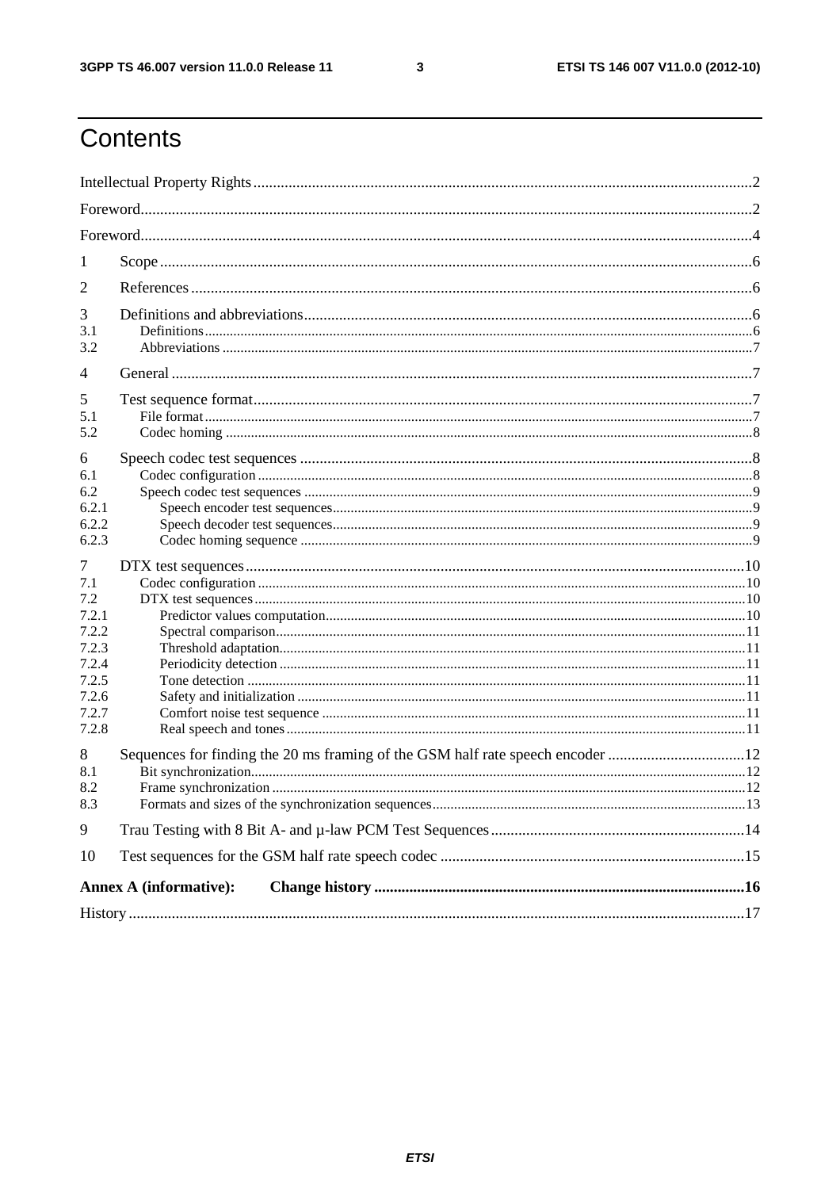# Contents

Intellectual Property Rights ..... 2

Foreword ..... 2

Foreword ..... 4

1 Scope ..... 6

2 References ..... 6

3 Definitions and abbreviations ..... 6

3.1 Definitions ..... 6

3.2 Abbreviations ..... 7

4 General ..... 7

5 Test sequence format ..... 7

5.1 File format ..... 7

5.2 Codec homing ..... 8

6 Speech codec test sequences ..... 8

6.1 Codec configuration ..... 8

6.2 Speech codec test sequences ..... 9

6.2.1 Speech encoder test sequences ..... 9

6.2.2 Speech decoder test sequences ..... 9

6.2.3 Codec homing sequence ..... 9

7 DTX test sequences ..... 10

7.1 Codec configuration ..... 10

7.2 DTX test sequences ..... 10

7.2.1 Predictor values computation ..... 10

7.2.2 Spectral comparison ..... 11

7.2.3 Threshold adaptation ..... 11

7.2.4 Periodicity detection ..... 11

7.2.5 Tone detection ..... 11

7.2.6 Safety and initialization ..... 11

7.2.7 Comfort noise test sequence ..... 11

7.2.8 Real speech and tones ..... 11

8 Sequences for finding the 20 ms framing of the GSM half rate speech encoder ..... 12

8.1 Bit synchronization ..... 12

8.2 Frame synchronization ..... 12

8.3 Formats and sizes of the synchronization sequences ..... 13

9 Trau Testing with 8 Bit A- and µ-law PCM Test Sequences ..... 14

10 Test sequences for the GSM half rate speech codec ..... 15

**Annex A (informative): Change history ..... 16**

History ..... 17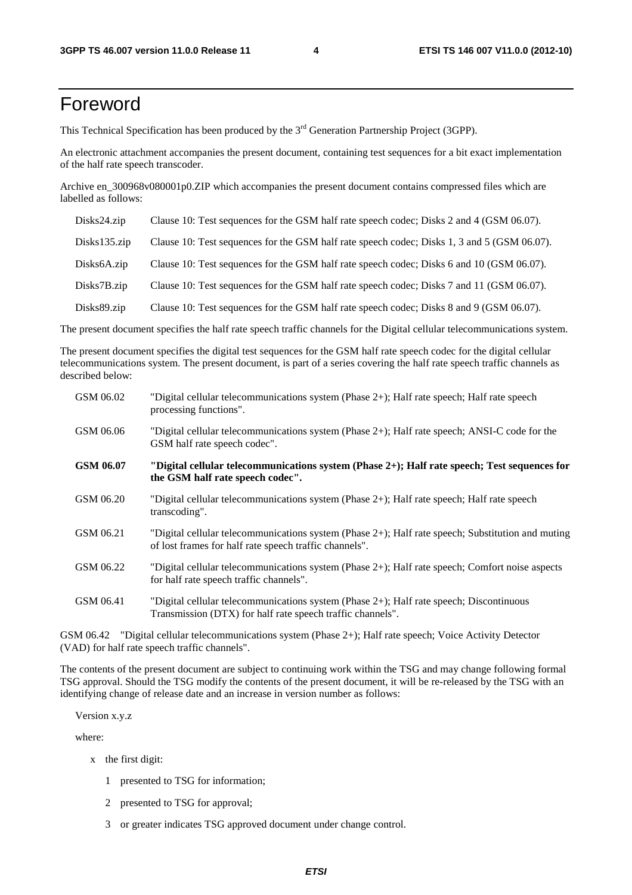# Foreword

This Technical Specification has been produced by the 3rd Generation Partnership Project (3GPP).

An electronic attachment accompanies the present document, containing test sequences for a bit exact implementation of the half rate speech transcoder.

Archive en_300968v080001p0.ZIP which accompanies the present document contains compressed files which are labelled as follows:

| | |
|---|---|
| Disks24.zip | Clause 10: Test sequences for the GSM half rate speech codec; Disks 2 and 4 (GSM 06.07). |
| Disks135.zip | Clause 10: Test sequences for the GSM half rate speech codec; Disks 1, 3 and 5 (GSM 06.07). |
| Disks6A.zip | Clause 10: Test sequences for the GSM half rate speech codec; Disks 6 and 10 (GSM 06.07). |
| Disks7B.zip | Clause 10: Test sequences for the GSM half rate speech codec; Disks 7 and 11 (GSM 06.07). |
| Disks89.zip | Clause 10: Test sequences for the GSM half rate speech codec; Disks 8 and 9 (GSM 06.07). |

The present document specifies the half rate speech traffic channels for the Digital cellular telecommunications system.

The present document specifies the digital test sequences for the GSM half rate speech codec for the digital cellular telecommunications system. The present document, is part of a series covering the half rate speech traffic channels as described below:

| | |
|---|---|
| GSM 06.02 | "Digital cellular telecommunications system (Phase 2+); Half rate speech; Half rate speech processing functions". |
| GSM 06.06 | "Digital cellular telecommunications system (Phase 2+); Half rate speech; ANSI-C code for the GSM half rate speech codec". |
| **GSM 06.07** | **"Digital cellular telecommunications system (Phase 2+); Half rate speech; Test sequences for the GSM half rate speech codec".** |
| GSM 06.20 | "Digital cellular telecommunications system (Phase 2+); Half rate speech; Half rate speech transcoding". |
| GSM 06.21 | "Digital cellular telecommunications system (Phase 2+); Half rate speech; Substitution and muting of lost frames for half rate speech traffic channels". |
| GSM 06.22 | "Digital cellular telecommunications system (Phase 2+); Half rate speech; Comfort noise aspects for half rate speech traffic channels". |
| GSM 06.41 | "Digital cellular telecommunications system (Phase 2+); Half rate speech; Discontinuous Transmission (DTX) for half rate speech traffic channels". |

GSM 06.42 "Digital cellular telecommunications system (Phase 2+); Half rate speech; Voice Activity Detector (VAD) for half rate speech traffic channels".

The contents of the present document are subject to continuing work within the TSG and may change following formal TSG approval. Should the TSG modify the contents of the present document, it will be re-released by the TSG with an identifying change of release date and an increase in version number as follows:

Version x.y.z

where:

- x the first digit:
  - 1 presented to TSG for information;
  - 2 presented to TSG for approval;
  - 3 or greater indicates TSG approved document under change control.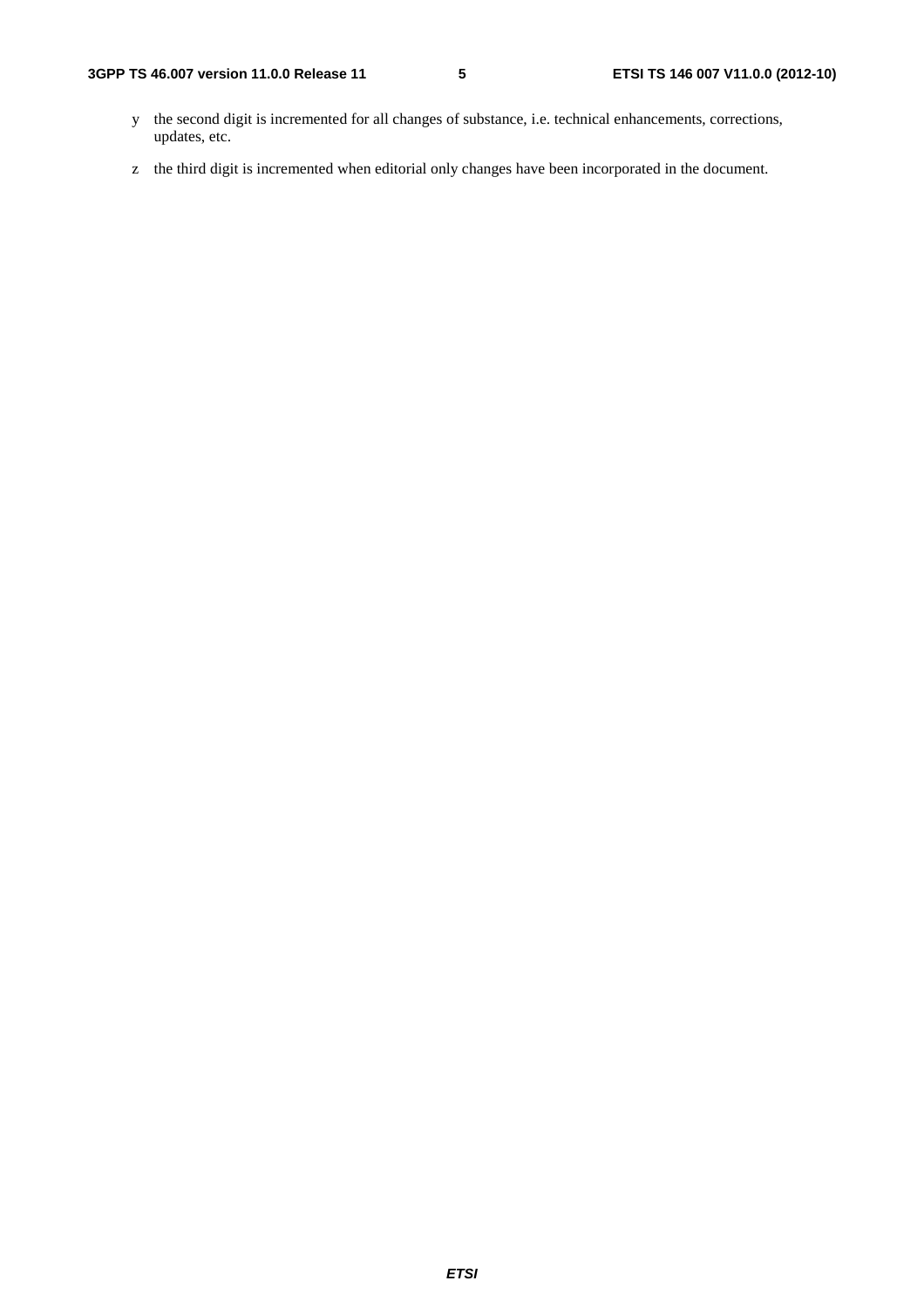y the second digit is incremented for all changes of substance, i.e. technical enhancements, corrections, updates, etc.

z the third digit is incremented when editorial only changes have been incorporated in the document.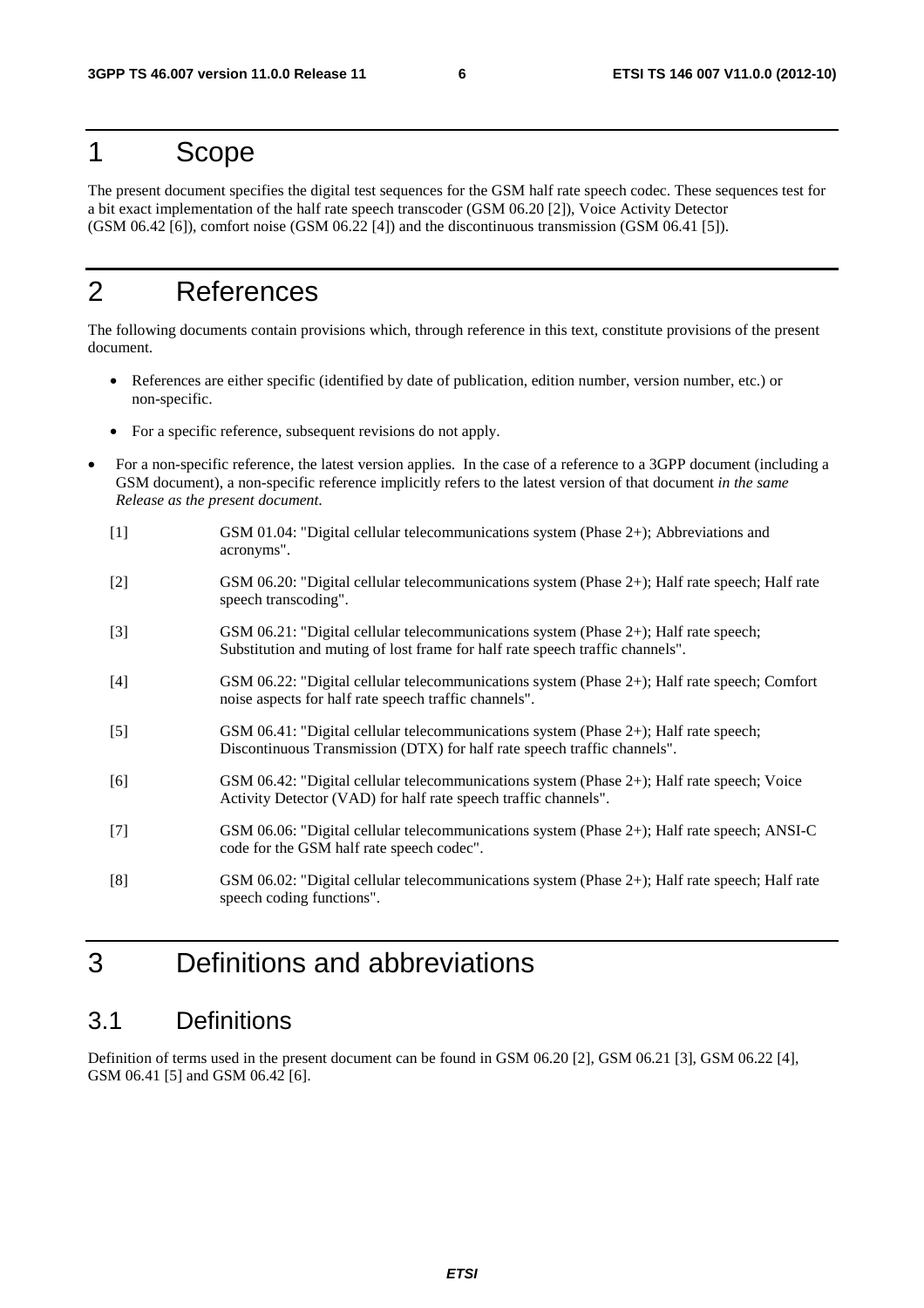# 1 Scope

The present document specifies the digital test sequences for the GSM half rate speech codec. These sequences test for a bit exact implementation of the half rate speech transcoder (GSM 06.20 [2]), Voice Activity Detector (GSM 06.42 [6]), comfort noise (GSM 06.22 [4]) and the discontinuous transmission (GSM 06.41 [5]).

# 2 References

The following documents contain provisions which, through reference in this text, constitute provisions of the present document.

- References are either specific (identified by date of publication, edition number, version number, etc.) or non-specific.
- For a specific reference, subsequent revisions do not apply.
- For a non-specific reference, the latest version applies. In the case of a reference to a 3GPP document (including a GSM document), a non-specific reference implicitly refers to the latest version of that document *in the same Release as the present document*.

[1] GSM 01.04: "Digital cellular telecommunications system (Phase 2+); Abbreviations and acronyms".

[2] GSM 06.20: "Digital cellular telecommunications system (Phase 2+); Half rate speech; Half rate speech transcoding".

[3] GSM 06.21: "Digital cellular telecommunications system (Phase 2+); Half rate speech; Substitution and muting of lost frame for half rate speech traffic channels".

[4] GSM 06.22: "Digital cellular telecommunications system (Phase 2+); Half rate speech; Comfort noise aspects for half rate speech traffic channels".

[5] GSM 06.41: "Digital cellular telecommunications system (Phase 2+); Half rate speech; Discontinuous Transmission (DTX) for half rate speech traffic channels".

[6] GSM 06.42: "Digital cellular telecommunications system (Phase 2+); Half rate speech; Voice Activity Detector (VAD) for half rate speech traffic channels".

[7] GSM 06.06: "Digital cellular telecommunications system (Phase 2+); Half rate speech; ANSI-C code for the GSM half rate speech codec".

[8] GSM 06.02: "Digital cellular telecommunications system (Phase 2+); Half rate speech; Half rate speech coding functions".

# 3 Definitions and abbreviations

## 3.1 Definitions

Definition of terms used in the present document can be found in GSM 06.20 [2], GSM 06.21 [3], GSM 06.22 [4], GSM 06.41 [5] and GSM 06.42 [6].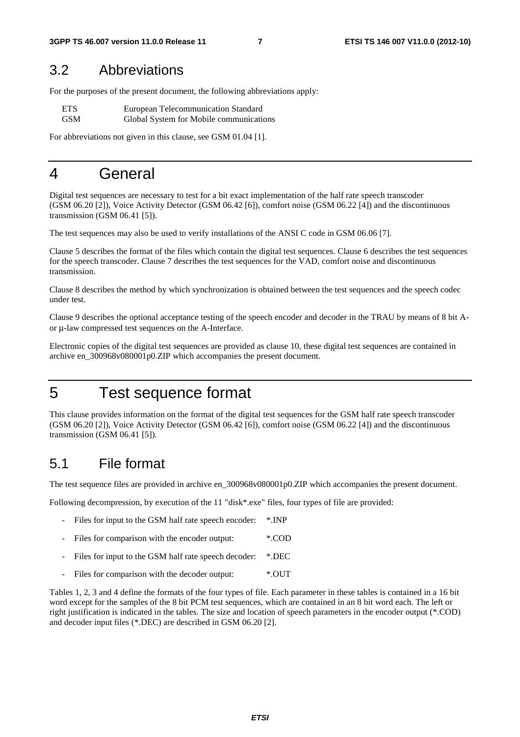## 3.2 Abbreviations

For the purposes of the present document, the following abbreviations apply:

| | |
|---|---|
| ETS | European Telecommunication Standard |
| GSM | Global System for Mobile communications |

For abbreviations not given in this clause, see GSM 01.04 [1].

# 4 General

Digital test sequences are necessary to test for a bit exact implementation of the half rate speech transcoder (GSM 06.20 [2]), Voice Activity Detector (GSM 06.42 [6]), comfort noise (GSM 06.22 [4]) and the discontinuous transmission (GSM 06.41 [5]).

The test sequences may also be used to verify installations of the ANSI C code in GSM 06.06 [7].

Clause 5 describes the format of the files which contain the digital test sequences. Clause 6 describes the test sequences for the speech transcoder. Clause 7 describes the test sequences for the VAD, comfort noise and discontinuous transmission.

Clause 8 describes the method by which synchronization is obtained between the test sequences and the speech codec under test.

Clause 9 describes the optional acceptance testing of the speech encoder and decoder in the TRAU by means of 8 bit A- or μ-law compressed test sequences on the A-Interface.

Electronic copies of the digital test sequences are provided as clause 10, these digital test sequences are contained in archive en_300968v080001p0.ZIP which accompanies the present document.

# 5 Test sequence format

This clause provides information on the format of the digital test sequences for the GSM half rate speech transcoder (GSM 06.20 [2]), Voice Activity Detector (GSM 06.42 [6]), comfort noise (GSM 06.22 [4]) and the discontinuous transmission (GSM 06.41 [5]).

## 5.1 File format

The test sequence files are provided in archive en_300968v080001p0.ZIP which accompanies the present document.

Following decompression, by execution of the 11 "disk*.exe" files, four types of file are provided:

- Files for input to the GSM half rate speech encoder: *.INP
- Files for comparison with the encoder output: *.COD
- Files for input to the GSM half rate speech decoder: *.DEC
- Files for comparison with the decoder output: *.OUT

Tables 1, 2, 3 and 4 define the formats of the four types of file. Each parameter in these tables is contained in a 16 bit word except for the samples of the 8 bit PCM test sequences, which are contained in an 8 bit word each. The left or right justification is indicated in the tables. The size and location of speech parameters in the encoder output (*.COD) and decoder input files (*.DEC) are described in GSM 06.20 [2].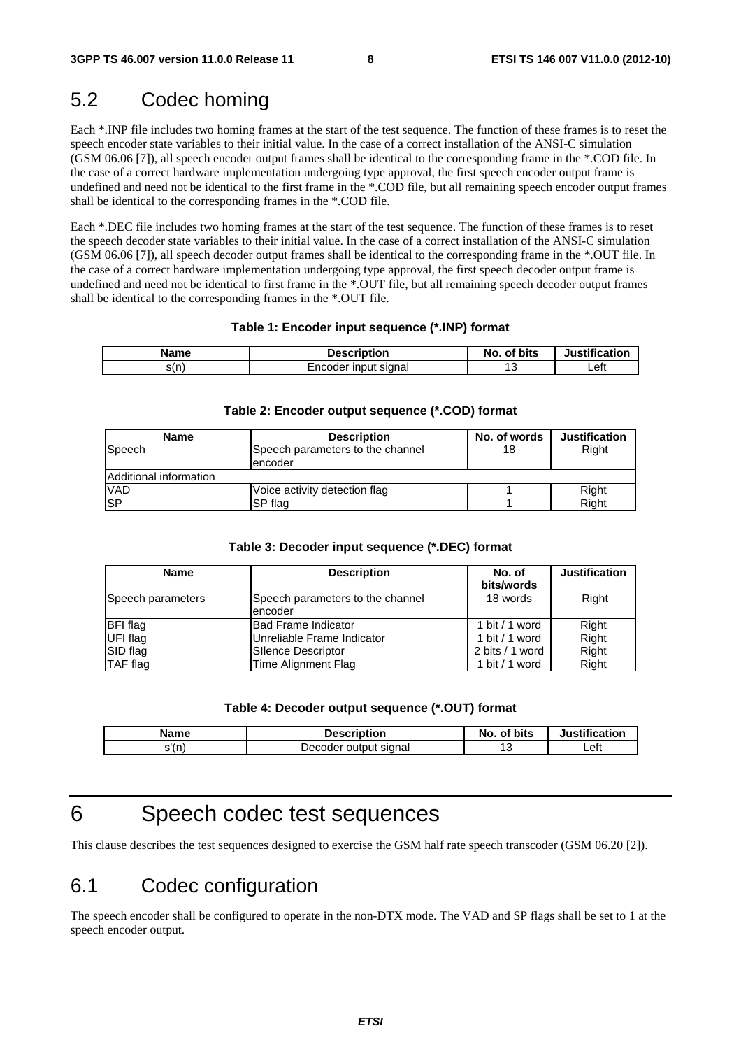## 5.2 Codec homing

Each *.INP file includes two homing frames at the start of the test sequence. The function of these frames is to reset the speech encoder state variables to their initial value. In the case of a correct installation of the ANSI-C simulation (GSM 06.06 [7]), all speech encoder output frames shall be identical to the corresponding frame in the *.COD file. In the case of a correct hardware implementation undergoing type approval, the first speech encoder output frame is undefined and need not be identical to the first frame in the *.COD file, but all remaining speech encoder output frames shall be identical to the corresponding frames in the *.COD file.

Each *.DEC file includes two homing frames at the start of the test sequence. The function of these frames is to reset the speech decoder state variables to their initial value. In the case of a correct installation of the ANSI-C simulation (GSM 06.06 [7]), all speech decoder output frames shall be identical to the corresponding frame in the *.OUT file. In the case of a correct hardware implementation undergoing type approval, the first speech decoder output frame is undefined and need not be identical to first frame in the *.OUT file, but all remaining speech decoder output frames shall be identical to the corresponding frames in the *.OUT file.

**Table 1: Encoder input sequence (*.INP) format**

| Name | Description | No. of bits | Justification |
|---|---|---|---|
| s(n) | Encoder input signal | 13 | Left |

**Table 2: Encoder output sequence (*.COD) format**

| Name | Description | No. of words | Justification |
|---|---|---|---|
| Speech | Speech parameters to the channel encoder | 18 | Right |
| Additional information | | | |
| VAD | Voice activity detection flag | 1 | Right |
| SP | SP flag | 1 | Right |

**Table 3: Decoder input sequence (*.DEC) format**

| Name | Description | No. of bits/words | Justification |
|---|---|---|---|
| Speech parameters | Speech parameters to the channel encoder | 18 words | Right |
| BFI flag | Bad Frame Indicator | 1 bit / 1 word | Right |
| UFI flag | Unreliable Frame Indicator | 1 bit / 1 word | Right |
| SID flag | SIlence Descriptor | 2 bits / 1 word | Right |
| TAF flag | Time Alignment Flag | 1 bit / 1 word | Right |

**Table 4: Decoder output sequence (*.OUT) format**

| Name | Description | No. of bits | Justification |
|---|---|---|---|
| s'(n) | Decoder output signal | 13 | Left |

# 6 Speech codec test sequences

This clause describes the test sequences designed to exercise the GSM half rate speech transcoder (GSM 06.20 [2]).

## 6.1 Codec configuration

The speech encoder shall be configured to operate in the non-DTX mode. The VAD and SP flags shall be set to 1 at the speech encoder output.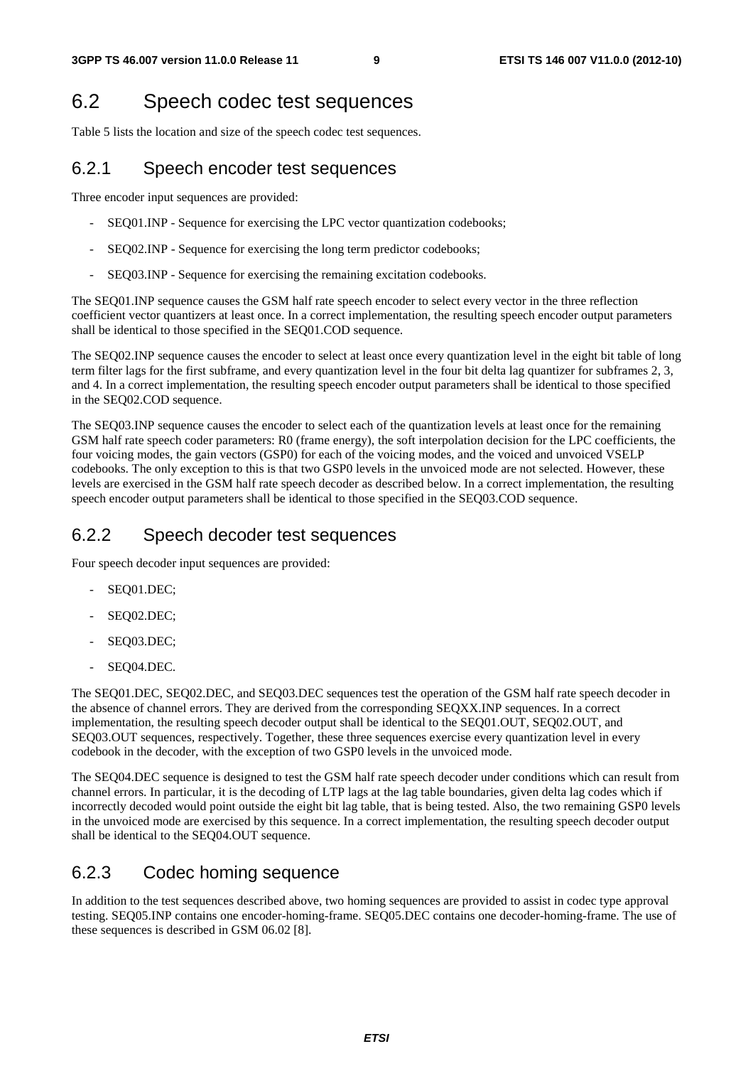## 6.2 Speech codec test sequences

Table 5 lists the location and size of the speech codec test sequences.

### 6.2.1 Speech encoder test sequences

Three encoder input sequences are provided:

- SEQ01.INP - Sequence for exercising the LPC vector quantization codebooks;
- SEQ02.INP - Sequence for exercising the long term predictor codebooks;
- SEQ03.INP - Sequence for exercising the remaining excitation codebooks.

The SEQ01.INP sequence causes the GSM half rate speech encoder to select every vector in the three reflection coefficient vector quantizers at least once. In a correct implementation, the resulting speech encoder output parameters shall be identical to those specified in the SEQ01.COD sequence.

The SEQ02.INP sequence causes the encoder to select at least once every quantization level in the eight bit table of long term filter lags for the first subframe, and every quantization level in the four bit delta lag quantizer for subframes 2, 3, and 4. In a correct implementation, the resulting speech encoder output parameters shall be identical to those specified in the SEQ02.COD sequence.

The SEQ03.INP sequence causes the encoder to select each of the quantization levels at least once for the remaining GSM half rate speech coder parameters: R0 (frame energy), the soft interpolation decision for the LPC coefficients, the four voicing modes, the gain vectors (GSP0) for each of the voicing modes, and the voiced and unvoiced VSELP codebooks. The only exception to this is that two GSP0 levels in the unvoiced mode are not selected. However, these levels are exercised in the GSM half rate speech decoder as described below. In a correct implementation, the resulting speech encoder output parameters shall be identical to those specified in the SEQ03.COD sequence.

### 6.2.2 Speech decoder test sequences

Four speech decoder input sequences are provided:

- SEQ01.DEC;
- SEQ02.DEC;
- SEQ03.DEC;
- SEQ04.DEC.

The SEQ01.DEC, SEQ02.DEC, and SEQ03.DEC sequences test the operation of the GSM half rate speech decoder in the absence of channel errors. They are derived from the corresponding SEQXX.INP sequences. In a correct implementation, the resulting speech decoder output shall be identical to the SEQ01.OUT, SEQ02.OUT, and SEQ03.OUT sequences, respectively. Together, these three sequences exercise every quantization level in every codebook in the decoder, with the exception of two GSP0 levels in the unvoiced mode.

The SEQ04.DEC sequence is designed to test the GSM half rate speech decoder under conditions which can result from channel errors. In particular, it is the decoding of LTP lags at the lag table boundaries, given delta lag codes which if incorrectly decoded would point outside the eight bit lag table, that is being tested. Also, the two remaining GSP0 levels in the unvoiced mode are exercised by this sequence. In a correct implementation, the resulting speech decoder output shall be identical to the SEQ04.OUT sequence.

### 6.2.3 Codec homing sequence

In addition to the test sequences described above, two homing sequences are provided to assist in codec type approval testing. SEQ05.INP contains one encoder-homing-frame. SEQ05.DEC contains one decoder-homing-frame. The use of these sequences is described in GSM 06.02 [8].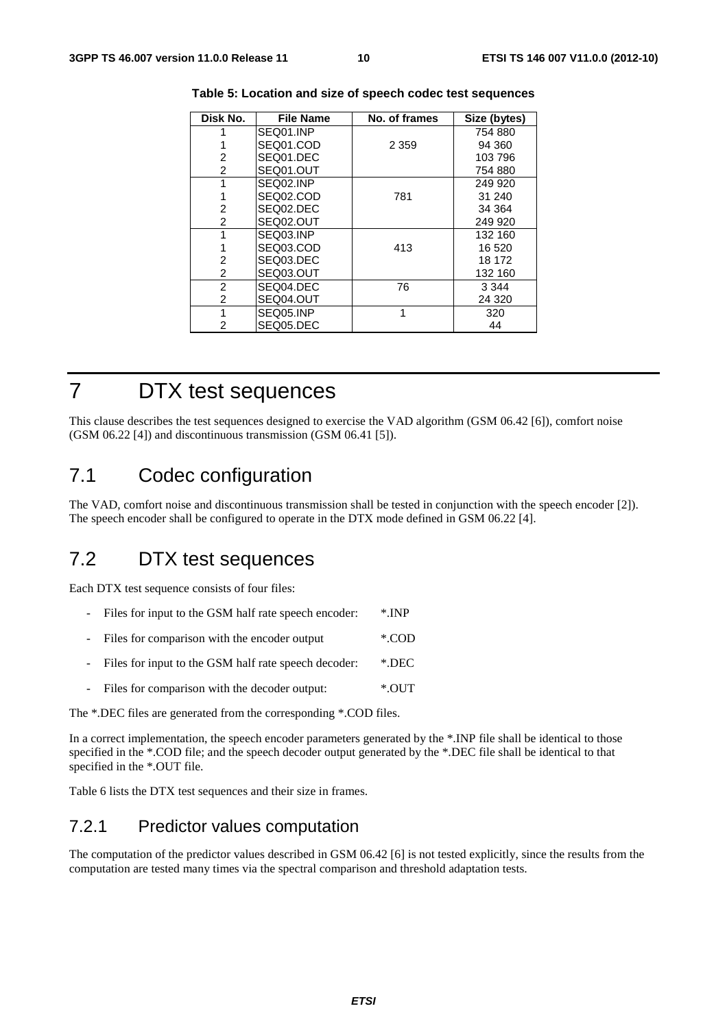**Table 5: Location and size of speech codec test sequences**

| Disk No. | File Name | No. of frames | Size (bytes) |
|---|---|---|---|
| 1 | SEQ01.INP | | 754 880 |
| 1 | SEQ01.COD | 2 359 | 94 360 |
| 2 | SEQ01.DEC | | 103 796 |
| 2 | SEQ01.OUT | | 754 880 |
| 1 | SEQ02.INP | | 249 920 |
| 1 | SEQ02.COD | 781 | 31 240 |
| 2 | SEQ02.DEC | | 34 364 |
| 2 | SEQ02.OUT | | 249 920 |
| 1 | SEQ03.INP | | 132 160 |
| 1 | SEQ03.COD | 413 | 16 520 |
| 2 | SEQ03.DEC | | 18 172 |
| 2 | SEQ03.OUT | | 132 160 |
| 2 | SEQ04.DEC | 76 | 3 344 |
| 2 | SEQ04.OUT | | 24 320 |
| 1 | SEQ05.INP | 1 | 320 |
| 2 | SEQ05.DEC | | 44 |

# 7 DTX test sequences

This clause describes the test sequences designed to exercise the VAD algorithm (GSM 06.42 [6]), comfort noise (GSM 06.22 [4]) and discontinuous transmission (GSM 06.41 [5]).

## 7.1 Codec configuration

The VAD, comfort noise and discontinuous transmission shall be tested in conjunction with the speech encoder [2]). The speech encoder shall be configured to operate in the DTX mode defined in GSM 06.22 [4].

## 7.2 DTX test sequences

Each DTX test sequence consists of four files:

- Files for input to the GSM half rate speech encoder: *.INP
- Files for comparison with the encoder output *.COD
- Files for input to the GSM half rate speech decoder: *.DEC
- Files for comparison with the decoder output: *.OUT

The *.DEC files are generated from the corresponding *.COD files.

In a correct implementation, the speech encoder parameters generated by the *.INP file shall be identical to those specified in the *.COD file; and the speech decoder output generated by the *.DEC file shall be identical to that specified in the *.OUT file.

Table 6 lists the DTX test sequences and their size in frames.

### 7.2.1 Predictor values computation

The computation of the predictor values described in GSM 06.42 [6] is not tested explicitly, since the results from the computation are tested many times via the spectral comparison and threshold adaptation tests.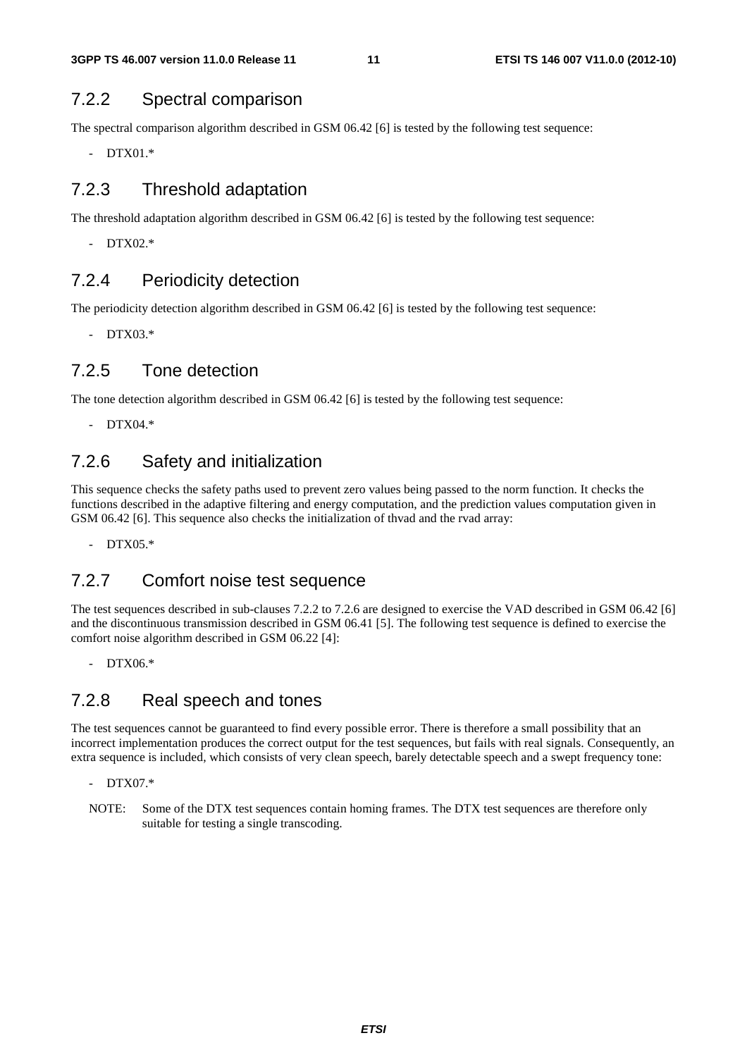### 7.2.2 Spectral comparison

The spectral comparison algorithm described in GSM 06.42 [6] is tested by the following test sequence:

- DTX01.*

### 7.2.3 Threshold adaptation

The threshold adaptation algorithm described in GSM 06.42 [6] is tested by the following test sequence:

- DTX02.*

### 7.2.4 Periodicity detection

The periodicity detection algorithm described in GSM 06.42 [6] is tested by the following test sequence:

- DTX03.*

### 7.2.5 Tone detection

The tone detection algorithm described in GSM 06.42 [6] is tested by the following test sequence:

- DTX04.*

### 7.2.6 Safety and initialization

This sequence checks the safety paths used to prevent zero values being passed to the norm function. It checks the functions described in the adaptive filtering and energy computation, and the prediction values computation given in GSM 06.42 [6]. This sequence also checks the initialization of thvad and the rvad array:

- DTX05.*

### 7.2.7 Comfort noise test sequence

The test sequences described in sub-clauses 7.2.2 to 7.2.6 are designed to exercise the VAD described in GSM 06.42 [6] and the discontinuous transmission described in GSM 06.41 [5]. The following test sequence is defined to exercise the comfort noise algorithm described in GSM 06.22 [4]:

- DTX06.*

### 7.2.8 Real speech and tones

The test sequences cannot be guaranteed to find every possible error. There is therefore a small possibility that an incorrect implementation produces the correct output for the test sequences, but fails with real signals. Consequently, an extra sequence is included, which consists of very clean speech, barely detectable speech and a swept frequency tone:

- DTX07.*

NOTE: Some of the DTX test sequences contain homing frames. The DTX test sequences are therefore only suitable for testing a single transcoding.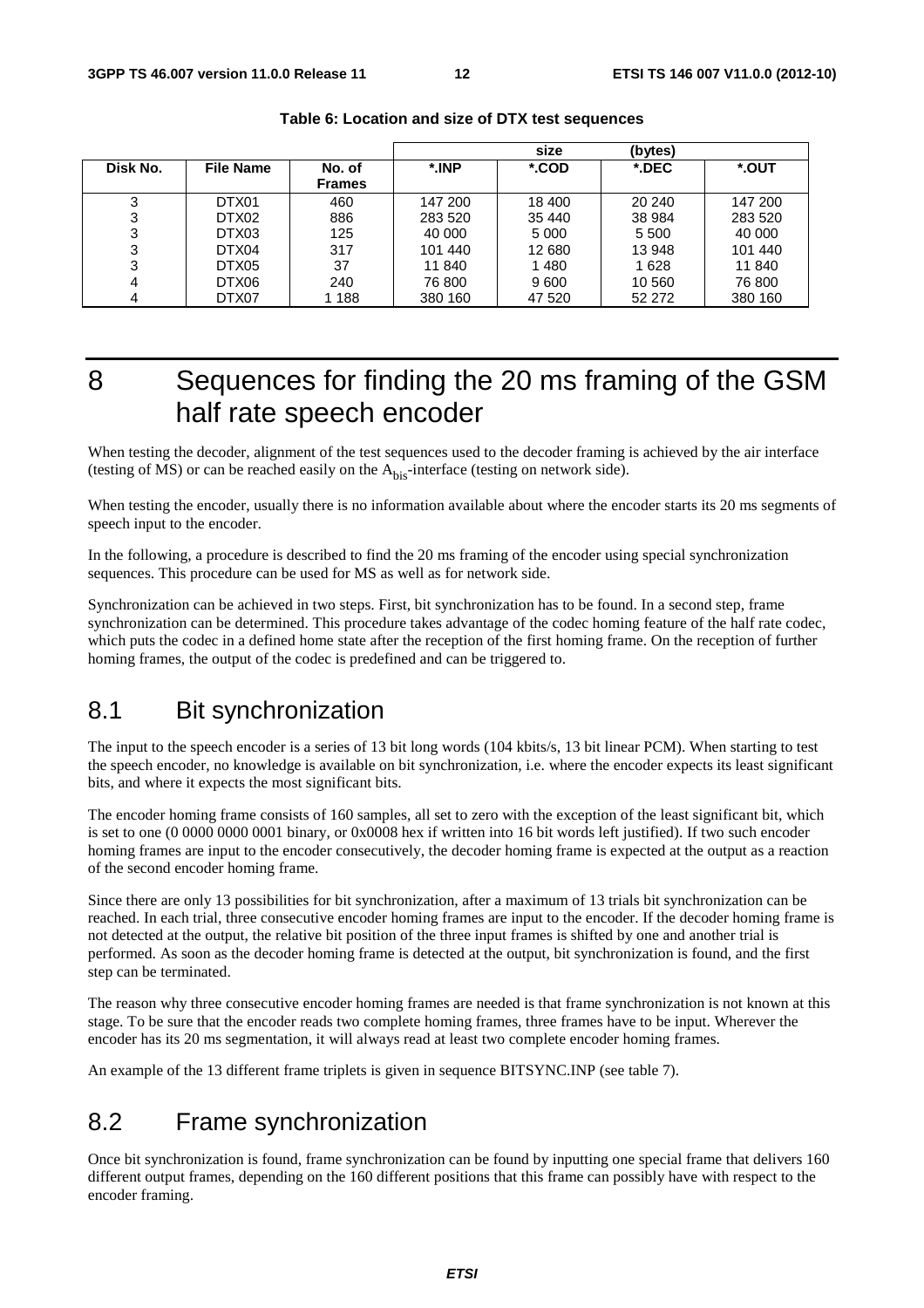**Table 6: Location and size of DTX test sequences**

| | | | size | (bytes) | | |
|---|---|---|---|---|---|---|
| Disk No. | File Name | No. of Frames | *.INP | *.COD | *.DEC | *.OUT |
| 3 | DTX01 | 460 | 147 200 | 18 400 | 20 240 | 147 200 |
| 3 | DTX02 | 886 | 283 520 | 35 440 | 38 984 | 283 520 |
| 3 | DTX03 | 125 | 40 000 | 5 000 | 5 500 | 40 000 |
| 3 | DTX04 | 317 | 101 440 | 12 680 | 13 948 | 101 440 |
| 3 | DTX05 | 37 | 11 840 | 1 480 | 1 628 | 11 840 |
| 4 | DTX06 | 240 | 76 800 | 9 600 | 10 560 | 76 800 |
| 4 | DTX07 | 1 188 | 380 160 | 47 520 | 52 272 | 380 160 |

# 8 Sequences for finding the 20 ms framing of the GSM half rate speech encoder

When testing the decoder, alignment of the test sequences used to the decoder framing is achieved by the air interface (testing of MS) or can be reached easily on the $A_{bis}$-interface (testing on network side).

When testing the encoder, usually there is no information available about where the encoder starts its 20 ms segments of speech input to the encoder.

In the following, a procedure is described to find the 20 ms framing of the encoder using special synchronization sequences. This procedure can be used for MS as well as for network side.

Synchronization can be achieved in two steps. First, bit synchronization has to be found. In a second step, frame synchronization can be determined. This procedure takes advantage of the codec homing feature of the half rate codec, which puts the codec in a defined home state after the reception of the first homing frame. On the reception of further homing frames, the output of the codec is predefined and can be triggered to.

## 8.1 Bit synchronization

The input to the speech encoder is a series of 13 bit long words (104 kbits/s, 13 bit linear PCM). When starting to test the speech encoder, no knowledge is available on bit synchronization, i.e. where the encoder expects its least significant bits, and where it expects the most significant bits.

The encoder homing frame consists of 160 samples, all set to zero with the exception of the least significant bit, which is set to one (0 0000 0000 0001 binary, or 0x0008 hex if written into 16 bit words left justified). If two such encoder homing frames are input to the encoder consecutively, the decoder homing frame is expected at the output as a reaction of the second encoder homing frame.

Since there are only 13 possibilities for bit synchronization, after a maximum of 13 trials bit synchronization can be reached. In each trial, three consecutive encoder homing frames are input to the encoder. If the decoder homing frame is not detected at the output, the relative bit position of the three input frames is shifted by one and another trial is performed. As soon as the decoder homing frame is detected at the output, bit synchronization is found, and the first step can be terminated.

The reason why three consecutive encoder homing frames are needed is that frame synchronization is not known at this stage. To be sure that the encoder reads two complete homing frames, three frames have to be input. Wherever the encoder has its 20 ms segmentation, it will always read at least two complete encoder homing frames.

An example of the 13 different frame triplets is given in sequence BITSYNC.INP (see table 7).

## 8.2 Frame synchronization

Once bit synchronization is found, frame synchronization can be found by inputting one special frame that delivers 160 different output frames, depending on the 160 different positions that this frame can possibly have with respect to the encoder framing.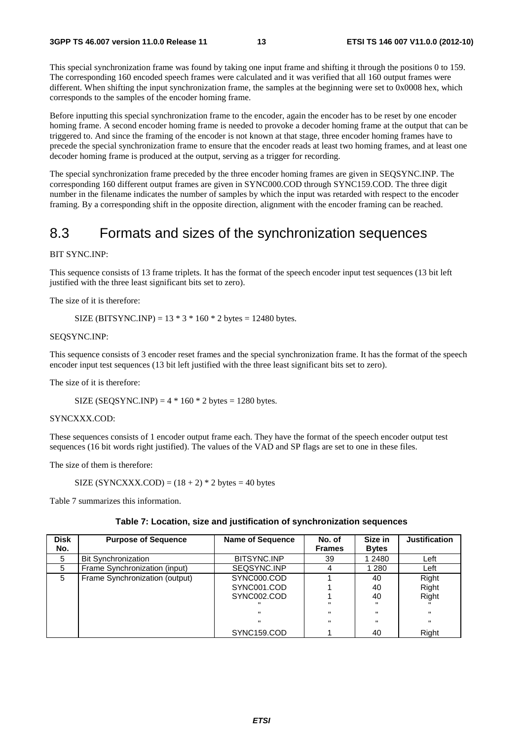This special synchronization frame was found by taking one input frame and shifting it through the positions 0 to 159. The corresponding 160 encoded speech frames were calculated and it was verified that all 160 output frames were different. When shifting the input synchronization frame, the samples at the beginning were set to 0x0008 hex, which corresponds to the samples of the encoder homing frame.

Before inputting this special synchronization frame to the encoder, again the encoder has to be reset by one encoder homing frame. A second encoder homing frame is needed to provoke a decoder homing frame at the output that can be triggered to. And since the framing of the encoder is not known at that stage, three encoder homing frames have to precede the special synchronization frame to ensure that the encoder reads at least two homing frames, and at least one decoder homing frame is produced at the output, serving as a trigger for recording.

The special synchronization frame preceded by the three encoder homing frames are given in SEQSYNC.INP. The corresponding 160 different output frames are given in SYNC000.COD through SYNC159.COD. The three digit number in the filename indicates the number of samples by which the input was retarded with respect to the encoder framing. By a corresponding shift in the opposite direction, alignment with the encoder framing can be reached.

# 8.3 Formats and sizes of the synchronization sequences

BIT SYNC.INP:

This sequence consists of 13 frame triplets. It has the format of the speech encoder input test sequences (13 bit left justified with the three least significant bits set to zero).

The size of it is therefore:

SIZE (BITSYNC.INP) = 13 * 3 * 160 * 2 bytes = 12480 bytes.

SEQSYNC.INP:

This sequence consists of 3 encoder reset frames and the special synchronization frame. It has the format of the speech encoder input test sequences (13 bit left justified with the three least significant bits set to zero).

The size of it is therefore:

SIZE (SEQSYNC.INP) = 4 * 160 * 2 bytes = 1280 bytes.

SYNCXXX.COD:

These sequences consists of 1 encoder output frame each. They have the format of the speech encoder output test sequences (16 bit words right justified). The values of the VAD and SP flags are set to one in these files.

The size of them is therefore:

SIZE (SYNCXXX.COD) = (18 + 2) * 2 bytes = 40 bytes

Table 7 summarizes this information.

**Table 7: Location, size and justification of synchronization sequences**

| Disk No. | Purpose of Sequence | Name of Sequence | No. of Frames | Size in Bytes | Justification |
|---|---|---|---|---|---|
| 5 | Bit Synchronization | BITSYNC.INP | 39 | 1 2480 | Left |
| 5 | Frame Synchronization (input) | SEQSYNC.INP | 4 | 1 280 | Left |
| 5 | Frame Synchronization (output) | SYNC000.COD | 1 | 40 | Right |
| | | SYNC001.COD | 1 | 40 | Right |
| | | SYNC002.COD | 1 | 40 | Right |
| | | " | " | " | " |
| | | " | " | " | " |
| | | " | " | " | " |
| | | SYNC159.COD | 1 | 40 | Right |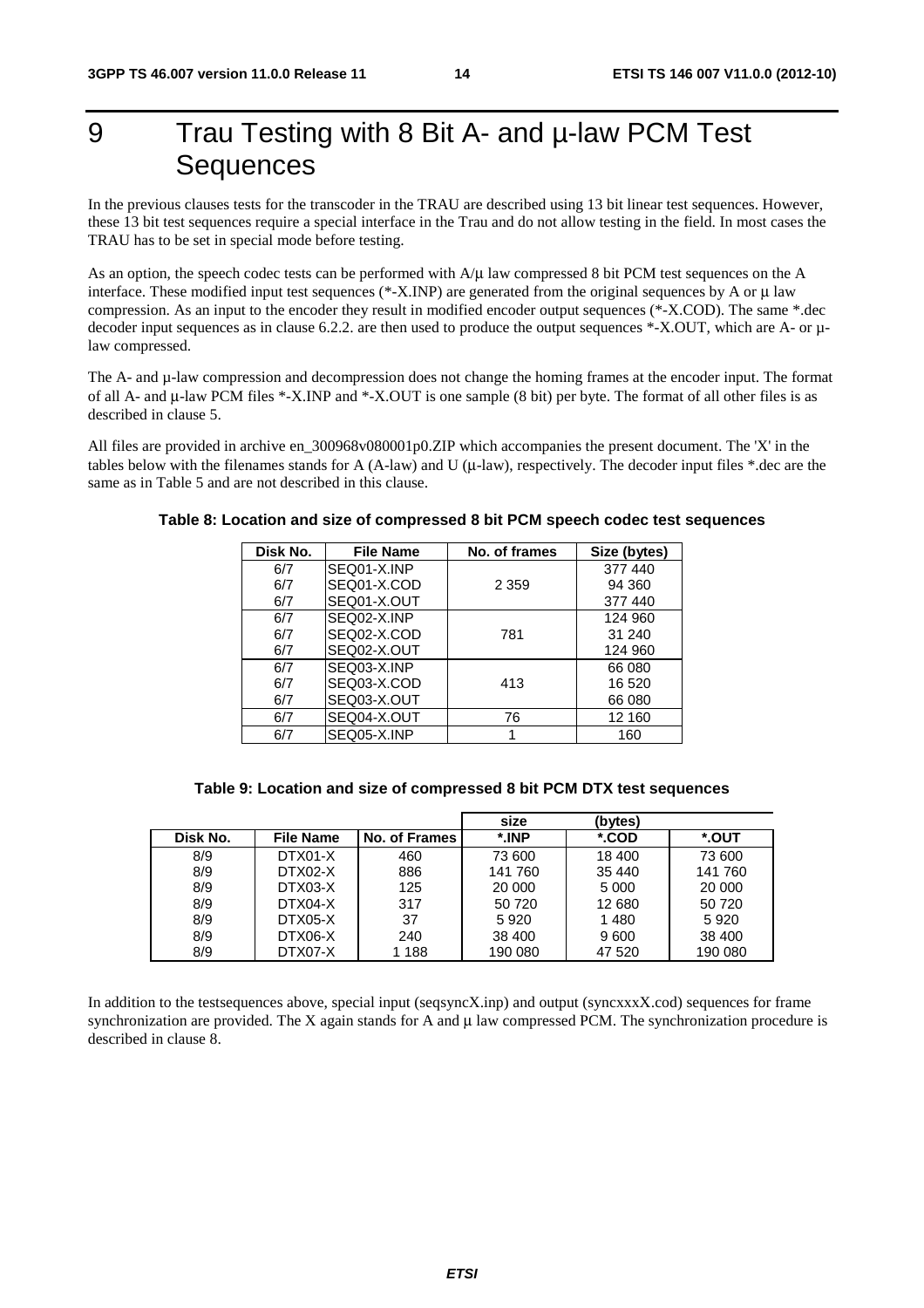# 9 Trau Testing with 8 Bit A- and µ-law PCM Test Sequences

In the previous clauses tests for the transcoder in the TRAU are described using 13 bit linear test sequences. However, these 13 bit test sequences require a special interface in the Trau and do not allow testing in the field. In most cases the TRAU has to be set in special mode before testing.

As an option, the speech codec tests can be performed with A/µ law compressed 8 bit PCM test sequences on the A interface. These modified input test sequences (*-X.INP) are generated from the original sequences by A or µ law compression. As an input to the encoder they result in modified encoder output sequences (*-X.COD). The same *.dec decoder input sequences as in clause 6.2.2. are then used to produce the output sequences *-X.OUT, which are A- or µ-law compressed.

The A- and µ-law compression and decompression does not change the homing frames at the encoder input. The format of all A- and µ-law PCM files *-X.INP and *-X.OUT is one sample (8 bit) per byte. The format of all other files is as described in clause 5.

All files are provided in archive en_300968v080001p0.ZIP which accompanies the present document. The 'X' in the tables below with the filenames stands for A (A-law) and U (µ-law), respectively. The decoder input files *.dec are the same as in Table 5 and are not described in this clause.

**Table 8: Location and size of compressed 8 bit PCM speech codec test sequences**

| Disk No. | File Name | No. of frames | Size (bytes) |
|---|---|---|---|
| 6/7 | SEQ01-X.INP | | 377 440 |
| 6/7 | SEQ01-X.COD | 2 359 | 94 360 |
| 6/7 | SEQ01-X.OUT | | 377 440 |
| 6/7 | SEQ02-X.INP | | 124 960 |
| 6/7 | SEQ02-X.COD | 781 | 31 240 |
| 6/7 | SEQ02-X.OUT | | 124 960 |
| 6/7 | SEQ03-X.INP | | 66 080 |
| 6/7 | SEQ03-X.COD | 413 | 16 520 |
| 6/7 | SEQ03-X.OUT | | 66 080 |
| 6/7 | SEQ04-X.OUT | 76 | 12 160 |
| 6/7 | SEQ05-X.INP | 1 | 160 |

**Table 9: Location and size of compressed 8 bit PCM DTX test sequences**

| | | | size | (bytes) | |
|---|---|---|---|---|---|
| **Disk No.** | **File Name** | **No. of Frames** | ***.INP** | ***.COD** | ***.OUT** |
| 8/9 | DTX01-X | 460 | 73 600 | 18 400 | 73 600 |
| 8/9 | DTX02-X | 886 | 141 760 | 35 440 | 141 760 |
| 8/9 | DTX03-X | 125 | 20 000 | 5 000 | 20 000 |
| 8/9 | DTX04-X | 317 | 50 720 | 12 680 | 50 720 |
| 8/9 | DTX05-X | 37 | 5 920 | 1 480 | 5 920 |
| 8/9 | DTX06-X | 240 | 38 400 | 9 600 | 38 400 |
| 8/9 | DTX07-X | 1 188 | 190 080 | 47 520 | 190 080 |

In addition to the testsequences above, special input (seqsyncX.inp) and output (syncxxxX.cod) sequences for frame synchronization are provided. The X again stands for A and µ law compressed PCM. The synchronization procedure is described in clause 8.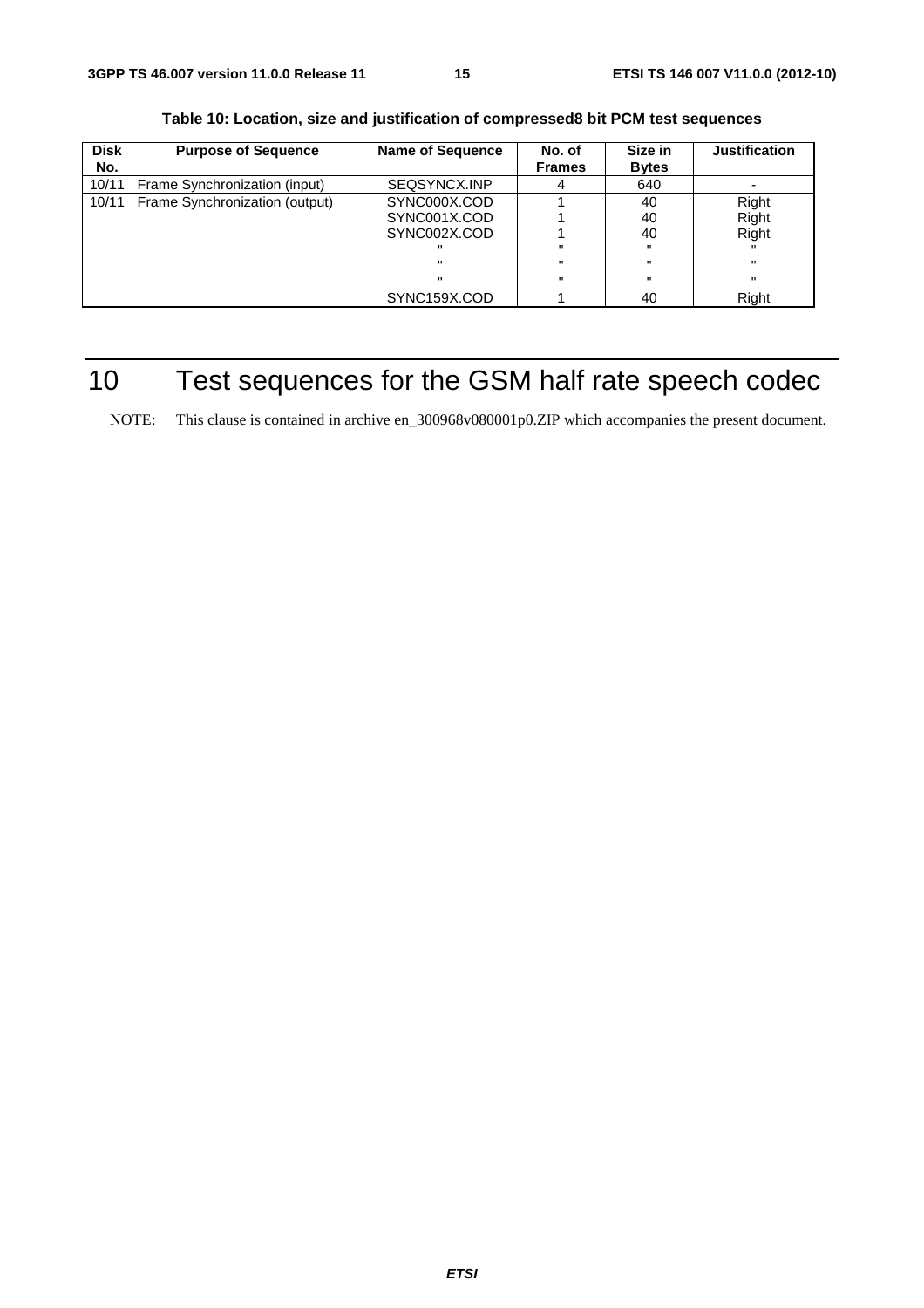**Table 10: Location, size and justification of compressed8 bit PCM test sequences**

| Disk No. | Purpose of Sequence | Name of Sequence | No. of Frames | Size in Bytes | Justification |
|---|---|---|---|---|---|
| 10/11 | Frame Synchronization (input) | SEQSYNCX.INP | 4 | 640 | - |
| 10/11 | Frame Synchronization (output) | SYNC000X.COD<br>SYNC001X.COD<br>SYNC002X.COD<br>"<br>"<br>"<br>SYNC159X.COD | 1<br>1<br>1<br>"<br>"<br>"<br>1 | 40<br>40<br>40<br>"<br>"<br>"<br>40 | Right<br>Right<br>Right<br>"<br>"<br>"<br>Right |

# 10 Test sequences for the GSM half rate speech codec

NOTE: This clause is contained in archive en_300968v080001p0.ZIP which accompanies the present document.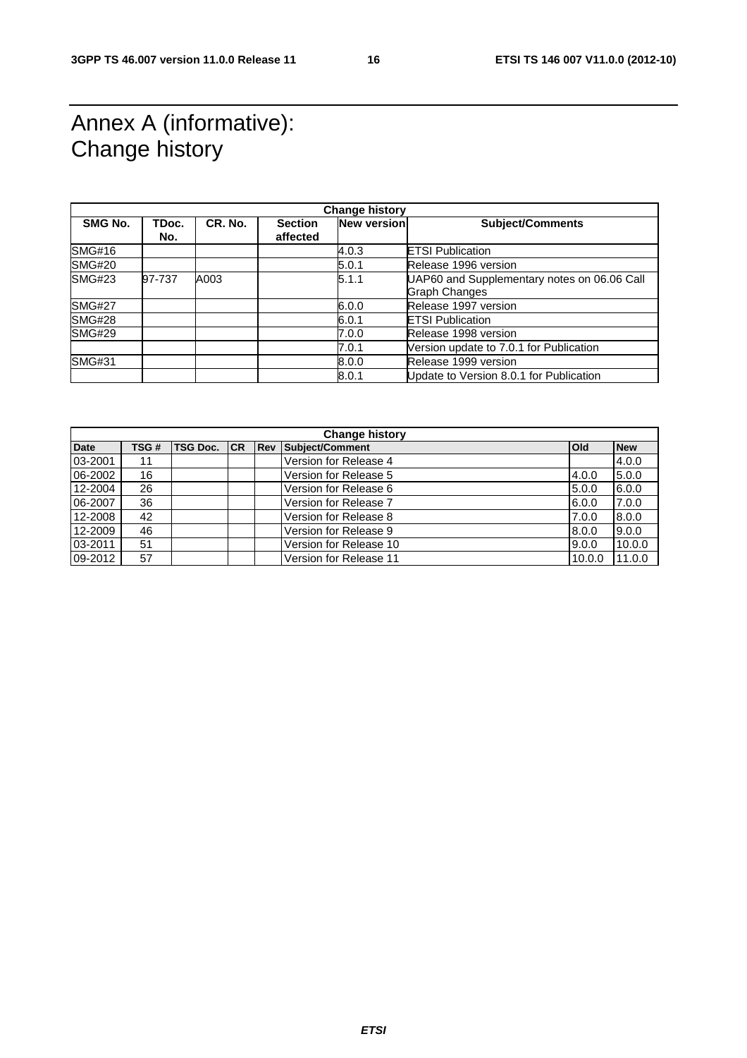# Annex A (informative): Change history

| Change history | | | | | |
|---|---|---|---|---|---|
| **SMG No.** | **TDoc. No.** | **CR. No.** | **Section affected** | **New version** | **Subject/Comments** |
| SMG#16 | | | | 4.0.3 | ETSI Publication |
| SMG#20 | | | | 5.0.1 | Release 1996 version |
| SMG#23 | 97-737 | A003 | | 5.1.1 | UAP60 and Supplementary notes on 06.06 Call Graph Changes |
| SMG#27 | | | | 6.0.0 | Release 1997 version |
| SMG#28 | | | | 6.0.1 | ETSI Publication |
| SMG#29 | | | | 7.0.0 | Release 1998 version |
| | | | | 7.0.1 | Version update to 7.0.1 for Publication |
| SMG#31 | | | | 8.0.0 | Release 1999 version |
| | | | | 8.0.1 | Update to Version 8.0.1 for Publication |

| Change history | | | | | | | |
|---|---|---|---|---|---|---|---|
| **Date** | **TSG #** | **TSG Doc.** | **CR** | **Rev** | **Subject/Comment** | **Old** | **New** |
| 03-2001 | 11 | | | | Version for Release 4 | | 4.0.0 |
| 06-2002 | 16 | | | | Version for Release 5 | 4.0.0 | 5.0.0 |
| 12-2004 | 26 | | | | Version for Release 6 | 5.0.0 | 6.0.0 |
| 06-2007 | 36 | | | | Version for Release 7 | 6.0.0 | 7.0.0 |
| 12-2008 | 42 | | | | Version for Release 8 | 7.0.0 | 8.0.0 |
| 12-2009 | 46 | | | | Version for Release 9 | 8.0.0 | 9.0.0 |
| 03-2011 | 51 | | | | Version for Release 10 | 9.0.0 | 10.0.0 |
| 09-2012 | 57 | | | | Version for Release 11 | 10.0.0 | 11.0.0 |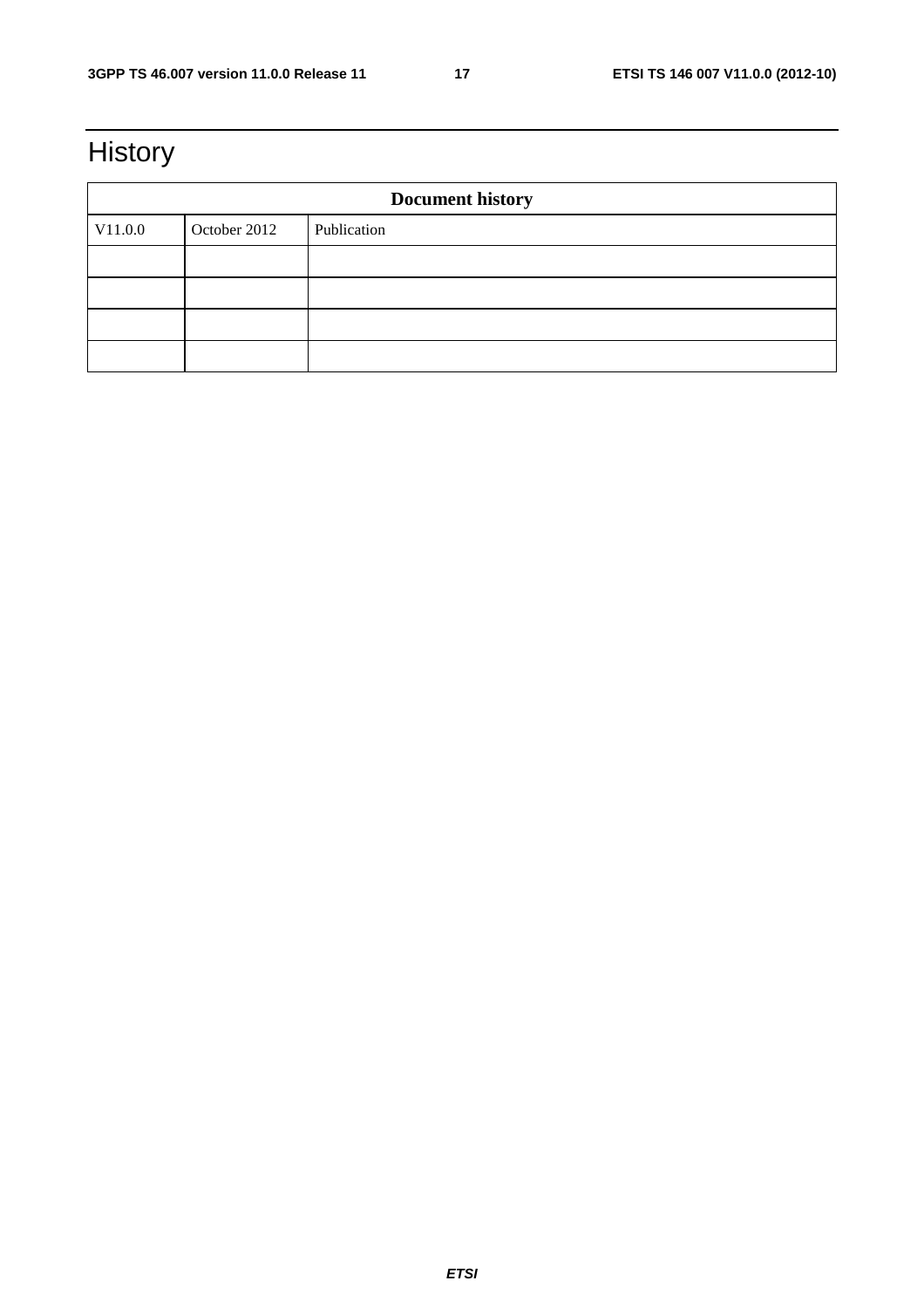# History

| Document history | | |
|---|---|---|
| V11.0.0 | October 2012 | Publication |
| | | |
| | | |
| | | |
| | | |